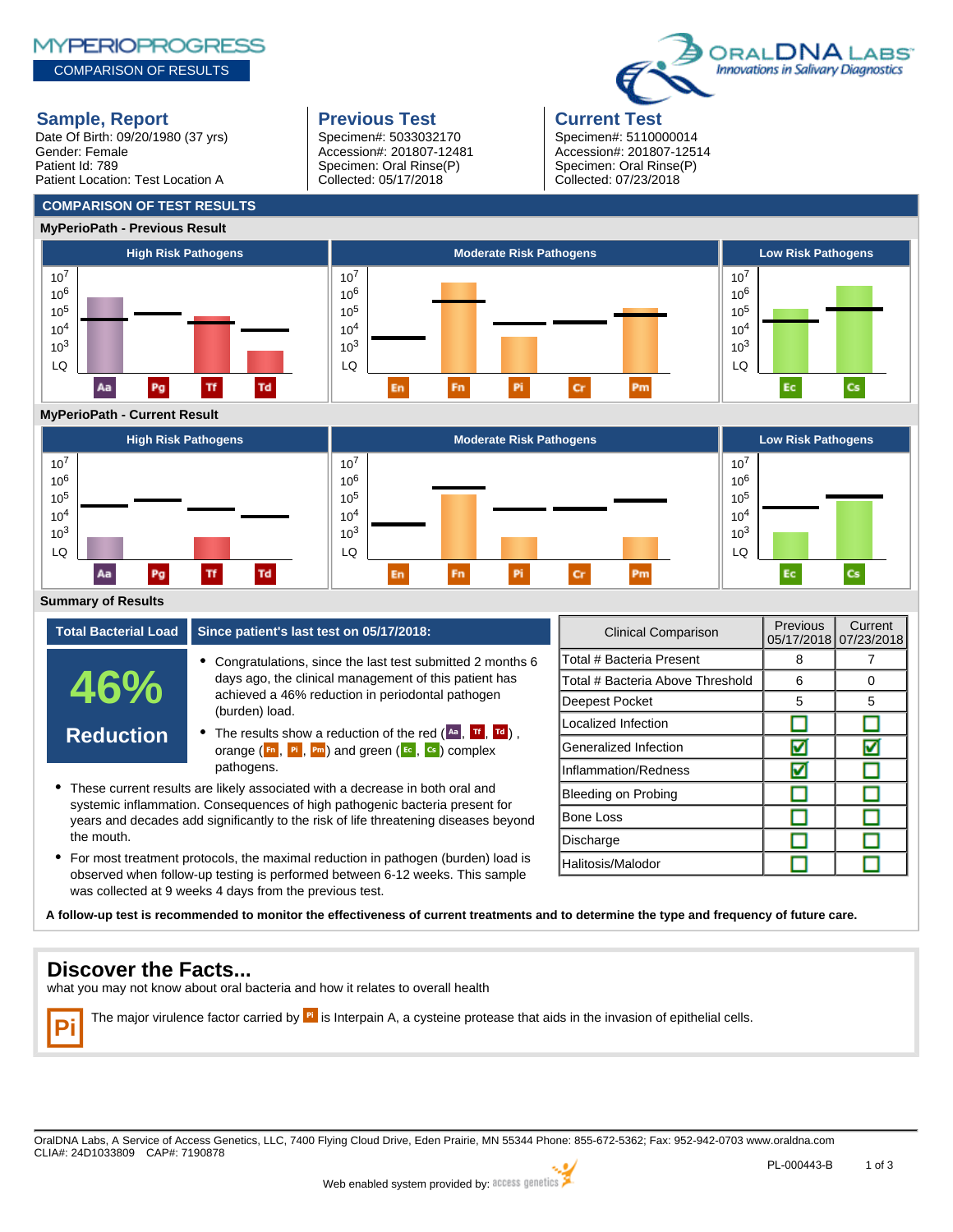# MYPERIOPROGRESS

COMPARISON OF RESULTS

ORALDNA LABS
*Innovations in Salivary Diagnostics*

## Sample, Report

Date Of Birth: 09/20/1980 (37 yrs)
Gender: Female
Patient Id: 789
Patient Location: Test Location A

## Previous Test

Specimen#: 5033032170
Accession#: 201807-12481
Specimen: Oral Rinse(P)
Collected: 05/17/2018

## Current Test

Specimen#: 5110000014
Accession#: 201807-12514
Specimen: Oral Rinse(P)
Collected: 07/23/2018

## COMPARISON OF TEST RESULTS

### MyPerioPath - Previous Result

High Risk Pathogens | Moderate Risk Pathogens | Low Risk Pathogens

Scale: $10^7$, $10^6$, $10^5$, $10^4$, $10^3$, LQ

Aa, Pg, Tf, Td | En, Fn, Pi, Cr, Pm | Ec, Cs

### MyPerioPath - Current Result

High Risk Pathogens | Moderate Risk Pathogens | Low Risk Pathogens

Scale: $10^7$, $10^6$, $10^5$, $10^4$, $10^3$, LQ

Aa, Pg, Tf, Td | En, Fn, Pi, Cr, Pm | Ec, Cs

### Summary of Results

**Total Bacterial Load**

**46%**

**Reduction**

**Since patient's last test on 05/17/2018:**

- Congratulations, since the last test submitted 2 months 6 days ago, the clinical management of this patient has achieved a 46% reduction in periodontal pathogen (burden) load.
- The results show a reduction of the red (Aa, Tf, Td) , orange (Fn, Pi, Pm) and green (Ec, Cs) complex pathogens.
- These current results are likely associated with a decrease in both oral and systemic inflammation. Consequences of high pathogenic bacteria present for years and decades add significantly to the risk of life threatening diseases beyond the mouth.
- For most treatment protocols, the maximal reduction in pathogen (burden) load is observed when follow-up testing is performed between 6-12 weeks. This sample was collected at 9 weeks 4 days from the previous test.

| Clinical Comparison | Previous 05/17/2018 | Current 07/23/2018 |
|---|---|---|
| Total # Bacteria Present | 8 | 7 |
| Total # Bacteria Above Threshold | 6 | 0 |
| Deepest Pocket | 5 | 5 |
| Localized Infection | ☐ | ☐ |
| Generalized Infection | ☑ | ☑ |
| Inflammation/Redness | ☑ | ☐ |
| Bleeding on Probing | ☐ | ☐ |
| Bone Loss | ☐ | ☐ |
| Discharge | ☐ | ☐ |
| Halitosis/Malodor | ☐ | ☐ |

**A follow-up test is recommended to monitor the effectiveness of current treatments and to determine the type and frequency of future care.**

## Discover the Facts...

what you may not know about oral bacteria and how it relates to overall health

**Pi** The major virulence factor carried by Pi is Interpain A, a cysteine protease that aids in the invasion of epithelial cells.

OralDNA Labs, A Service of Access Genetics, LLC, 7400 Flying Cloud Drive, Eden Prairie, MN 55344 Phone: 855-672-5362; Fax: 952-942-0703 www.oraldna.com
CLIA#: 24D1033809 CAP#: 7190878

PL-000443-B

Web enabled system provided by: access genetics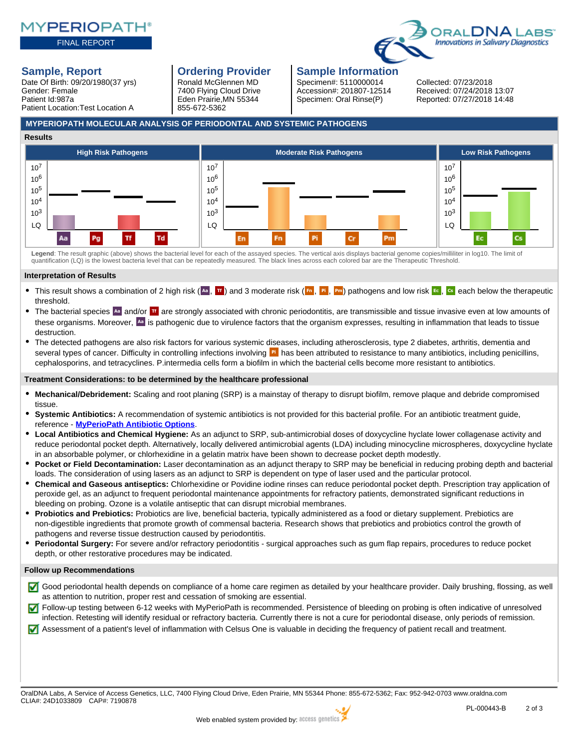# MYPERIOPATH®

FINAL REPORT

ORALDNA LABS — *Innovations in Salivary Diagnostics*

## Sample, Report

Date Of Birth: 09/20/1980(37 yrs)
Gender: Female
Patient Id:987a
Patient Location:Test Location A

## Ordering Provider

Ronald McGlennen MD
7400 Flying Cloud Drive
Eden Prairie,MN 55344
855-672-5362

## Sample Information

Specimen#: 5110000014
Accession#: 201807-12514
Specimen: Oral Rinse(P)

Collected: 07/23/2018
Received: 07/24/2018 13:07
Reported: 07/27/2018 14:48

## MYPERIOPATH MOLECULAR ANALYSIS OF PERIODONTAL AND SYSTEMIC PATHOGENS

### Results

| High Risk Pathogens | Moderate Risk Pathogens | Low Risk Pathogens |
|---|---|---|
| Aa, Pg, Tf, Td | En, Fn, Pi, Cr, Pm | Ec, Cs |

Axis: LQ, $10^3$, $10^4$, $10^5$, $10^6$, $10^7$

**Legend**: The result graphic (above) shows the bacterial level for each of the assayed species. The vertical axis displays bacterial genome copies/milliliter in log10. The limit of quantification (LQ) is the lowest bacteria level that can be repeatedly measured. The black lines across each colored bar are the Therapeutic Threshold.

### Interpretation of Results

- This result shows a combination of 2 high risk (Aa, Tf) and 3 moderate risk (Fn, Pi, Pm) pathogens and low risk Ec, Cs each below the therapeutic threshold.
- The bacterial species Aa and/or Tf are strongly associated with chronic periodontitis, are transmissible and tissue invasive even at low amounts of these organisms. Moreover, Aa is pathogenic due to virulence factors that the organism expresses, resulting in inflammation that leads to tissue destruction.
- The detected pathogens are also risk factors for various systemic diseases, including atherosclerosis, type 2 diabetes, arthritis, dementia and several types of cancer. Difficulty in controlling infections involving Pi has been attributed to resistance to many antibiotics, including penicillins, cephalosporins, and tetracyclines. P.intermedia cells form a biofilm in which the bacterial cells become more resistant to antibiotics.

### Treatment Considerations: to be determined by the healthcare professional

- **Mechanical/Debridement:** Scaling and root planing (SRP) is a mainstay of therapy to disrupt biofilm, remove plaque and debride compromised tissue.
- **Systemic Antibiotics:** A recommendation of systemic antibiotics is not provided for this bacterial profile. For an antibiotic treatment guide, reference - **MyPerioPath Antibiotic Options**.
- **Local Antibiotics and Chemical Hygiene:** As an adjunct to SRP, sub-antimicrobial doses of doxycycline hyclate lower collagenase activity and reduce periodontal pocket depth. Alternatively, locally delivered antimicrobial agents (LDA) including minocycline microspheres, doxycycline hyclate in an absorbable polymer, or chlorhexidine in a gelatin matrix have been shown to decrease pocket depth modestly.
- **Pocket or Field Decontamination:** Laser decontamination as an adjunct therapy to SRP may be beneficial in reducing probing depth and bacterial loads. The consideration of using lasers as an adjunct to SRP is dependent on type of laser used and the particular protocol.
- **Chemical and Gaseous antiseptics:** Chlorhexidine or Povidine iodine rinses can reduce periodontal pocket depth. Prescription tray application of peroxide gel, as an adjunct to frequent periodontal maintenance appointments for refractory patients, demonstrated significant reductions in bleeding on probing. Ozone is a volatile antiseptic that can disrupt microbial membranes.
- **Probiotics and Prebiotics:** Probiotics are live, beneficial bacteria, typically administered as a food or dietary supplement. Prebiotics are non-digestible ingredients that promote growth of commensal bacteria. Research shows that prebiotics and probiotics control the growth of pathogens and reverse tissue destruction caused by periodontitis.
- **Periodontal Surgery:** For severe and/or refractory periodontitis - surgical approaches such as gum flap repairs, procedures to reduce pocket depth, or other restorative procedures may be indicated.

### Follow up Recommendations

- [x] Good periodontal health depends on compliance of a home care regimen as detailed by your healthcare provider. Daily brushing, flossing, as well as attention to nutrition, proper rest and cessation of smoking are essential.
- [x] Follow-up testing between 6-12 weeks with MyPerioPath is recommended. Persistence of bleeding on probing is often indicative of unresolved infection. Retesting will identify residual or refractory bacteria. Currently there is not a cure for periodontal disease, only periods of remission.
- [x] Assessment of a patient's level of inflammation with Celsus One is valuable in deciding the frequency of patient recall and treatment.

OralDNA Labs, A Service of Access Genetics, LLC, 7400 Flying Cloud Drive, Eden Prairie, MN 55344 Phone: 855-672-5362; Fax: 952-942-0703 www.oraldna.com
CLIA#: 24D1033809 CAP#: 7190878

PL-000443-B

Web enabled system provided by: access genetics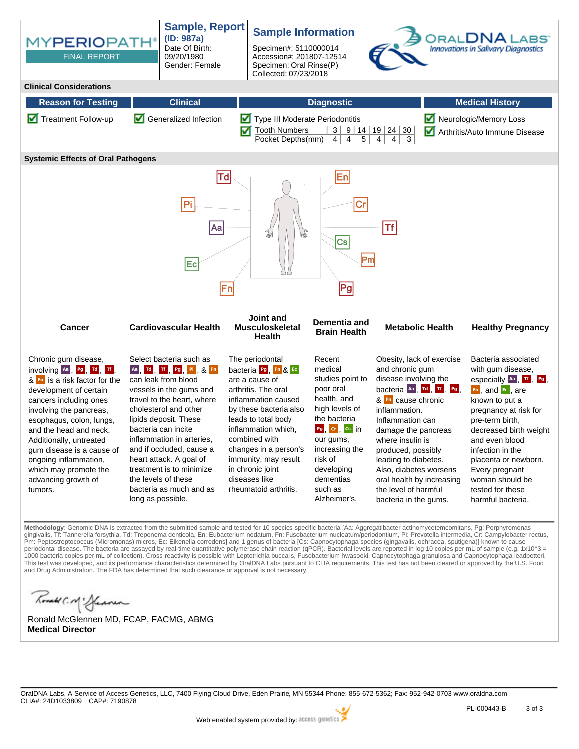MYPERIOPATH® FINAL REPORT

**Sample, Report (ID: 987a)**
Date Of Birth: 09/20/1980
Gender: Female

## Sample Information

Specimen#: 5110000014
Accession#: 201807-12514
Specimen: Oral Rinse(P)
Collected: 07/23/2018

ORALDNA LABS® Innovations in Salivary Diagnostics

## Clinical Considerations

| Reason for Testing | Clinical | Diagnostic | Medical History |
|---|---|---|---|
| ☑ Treatment Follow-up | ☑ Generalized Infection | ☑ Type III Moderate Periodontitis | ☑ Neurologic/Memory Loss |
| | | ☑ Tooth Numbers / Pocket Depths(mm) (see below) | ☑ Arthritis/Auto Immune Disease |

| Tooth Numbers | 3 | 9 | 14 | 19 | 24 | 30 |
|---|---|---|---|---|---|---|
| Pocket Depths(mm) | 4 | 4 | 5 | 4 | 4 | 3 |

## Systemic Effects of Oral Pathogens

Td
En
Pi
Cr
Aa
Tf
Cs
Pm
Ec
Fn
Pg

### Cancer

Chronic gum disease, involving Aa, Pg, Td, Tf, & Fn is a risk factor for the development of certain cancers including ones involving the pancreas, esophagus, colon, lungs, and the head and neck. Additionally, untreated gum disease is a cause of ongoing inflammation, which may promote the advancing growth of tumors.

### Cardiovascular Health

Select bacteria such as Aa, Td, Tf, Pg, Pi, & Fn can leak from blood vessels in the gums and travel to the heart, where cholesterol and other lipids deposit. These bacteria can incite inflammation in arteries, and if occluded, cause a heart attack. A goal of treatment is to minimize the levels of these bacteria as much and as long as possible.

### Joint and Musculoskeletal Health

The periodontal bacteria Pg, Fn & Ec are a cause of arthritis. The oral inflammation caused by these bacteria also leads to total body inflammation which, combined with changes in a person's immunity, may result in chronic joint diseases like rheumatoid arthritis.

### Dementia and Brain Health

Recent medical studies point to poor oral health, and high levels of the bacteria Pg, Cr, Cs in our gums, increasing the risk of developing dementias such as Alzheimer's.

### Metabolic Health

Obesity, lack of exercise and chronic gum disease involving the bacteria Aa, Td, Tf, Pg, & Fn cause chronic inflammation. Inflammation can damage the pancreas where insulin is produced, possibly leading to diabetes. Also, diabetes worsens oral health by increasing the level of harmful bacteria in the gums.

### Healthy Pregnancy

Bacteria associated with gum disease, especially Aa, Tf, Pg, Fn, and Ec, are known to put a pregnancy at risk for pre-term birth, decreased birth weight and even blood infection in the placenta or newborn. Every pregnant woman should be tested for these harmful bacteria.

**Methodology**: Genomic DNA is extracted from the submitted sample and tested for 10 species-specific bacteria [Aa: Aggregatibacter actinomycetemcomitans, Pg: Porphyromonas gingivalis, Tf: Tannerella forsythia, Td: Treponema denticola, En: Eubacterium nodatum, Fn: Fusobacterium nucleatum/periodontium, Pi: Prevotella intermedia, Cr: Campylobacter rectus, Pm: Peptostreptococcus (Micromonas) micros, Ec: Eikenella corrodens] and 1 genus of bacteria [Cs: Capnocytophaga species (gingavalis, ochracea, sputigena)] known to cause periodontal disease. The bacteria are assayed by real-time quantitative polymerase chain reaction (qPCR). Bacterial levels are reported in log 10 copies per mL of sample (e.g. 1x10^3 = 1000 bacteria copies per mL of collection). Cross-reactivity is possible with Leptotrichia buccalis, Fusobacterium hwasooki, Capnocytophaga granulosa and Capnocytophaga leadbetteri. This test was developed, and its performance characteristics determined by OralDNA Labs pursuant to CLIA requirements. This test has not been cleared or approved by the U.S. Food and Drug Administration. The FDA has determined that such clearance or approval is not necessary.

Ronald McGlennen MD, FCAP, FACMG, ABMG
**Medical Director**

OralDNA Labs, A Service of Access Genetics, LLC, 7400 Flying Cloud Drive, Eden Prairie, MN 55344 Phone: 855-672-5362; Fax: 952-942-0703 www.oraldna.com
CLIA#: 24D1033809 CAP#: 7190878

PL-000443-B

Web enabled system provided by: access genetics